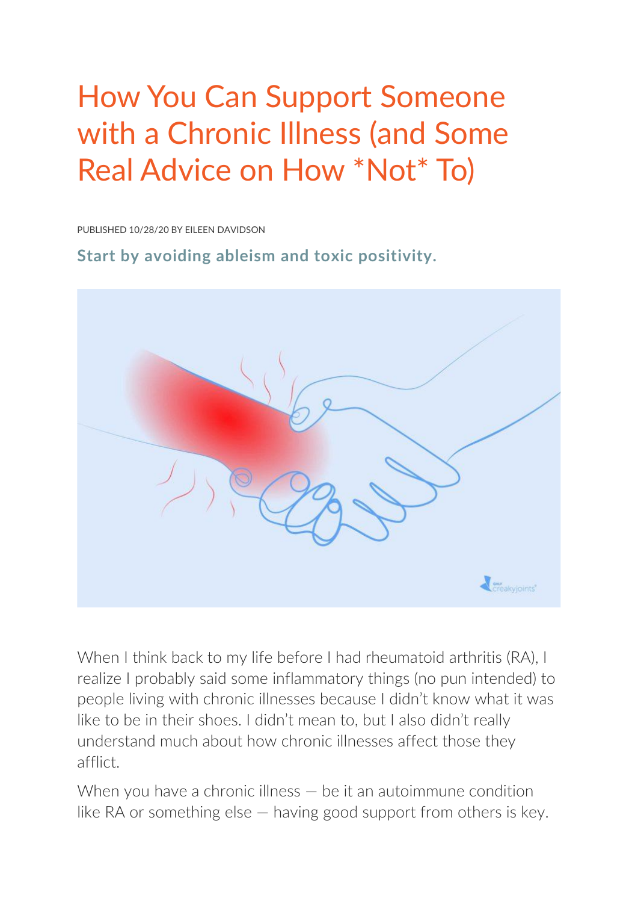# How You Can Support Someone with a Chronic Illness (and Some Real Advice on How *Not* To)

PUBLISHED 10/28/20 BY EILEEN DAVIDSON

**Start by avoiding ableism and toxic positivity.**

When I think back to my life before I had rheumatoid arthritis (RA), I realize I probably said some inflammatory things (no pun intended) to people living with chronic illnesses because I didn't know what it was like to be in their shoes. I didn't mean to, but I also didn't really understand much about how chronic illnesses affect those they afflict.

When you have a chronic illness — be it an autoimmune condition like RA or something else — having good support from others is key.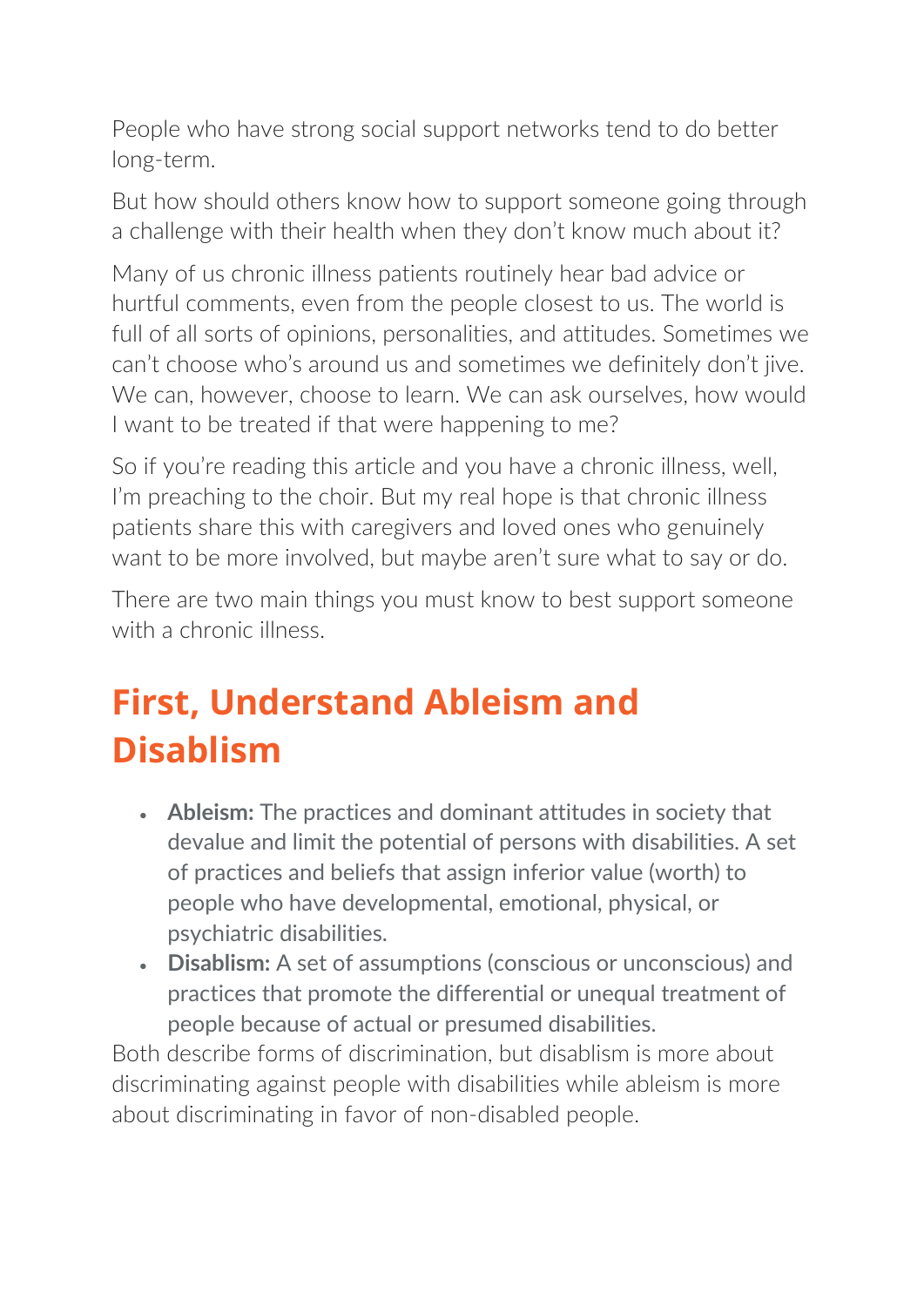People who have strong social support networks tend to do better long-term.

But how should others know how to support someone going through a challenge with their health when they don't know much about it?

Many of us chronic illness patients routinely hear bad advice or hurtful comments, even from the people closest to us. The world is full of all sorts of opinions, personalities, and attitudes. Sometimes we can't choose who's around us and sometimes we definitely don't jive. We can, however, choose to learn. We can ask ourselves, how would I want to be treated if that were happening to me?

So if you're reading this article and you have a chronic illness, well, I'm preaching to the choir. But my real hope is that chronic illness patients share this with caregivers and loved ones who genuinely want to be more involved, but maybe aren't sure what to say or do.

There are two main things you must know to best support someone with a chronic illness.

## First, Understand Ableism and Disablism

- **Ableism:** The practices and dominant attitudes in society that devalue and limit the potential of persons with disabilities. A set of practices and beliefs that assign inferior value (worth) to people who have developmental, emotional, physical, or psychiatric disabilities.
- **Disablism:** A set of assumptions (conscious or unconscious) and practices that promote the differential or unequal treatment of people because of actual or presumed disabilities.

Both describe forms of discrimination, but disablism is more about discriminating against people with disabilities while ableism is more about discriminating in favor of non-disabled people.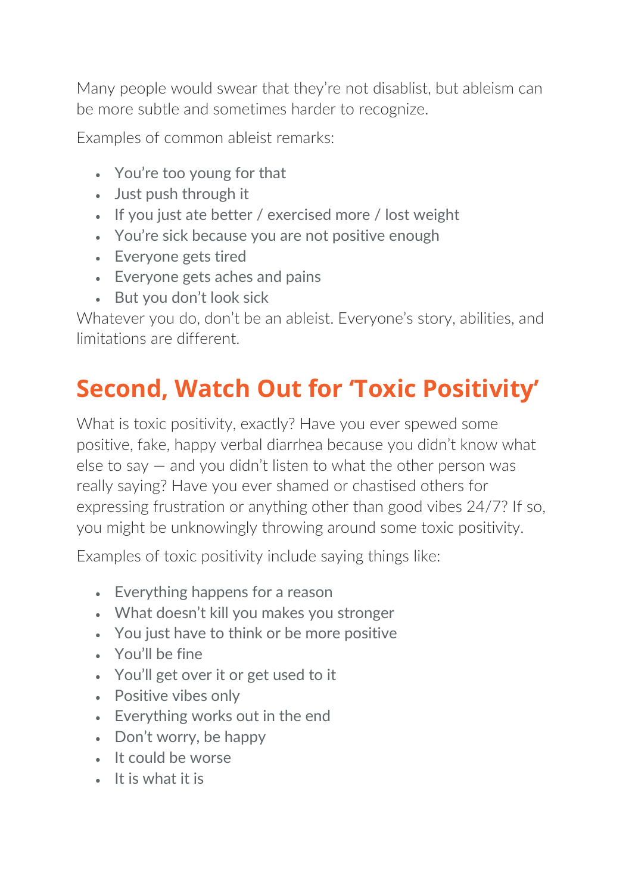Many people would swear that they're not disablist, but ableism can be more subtle and sometimes harder to recognize.

Examples of common ableist remarks:

- You're too young for that
- Just push through it
- If you just ate better / exercised more / lost weight
- You're sick because you are not positive enough
- Everyone gets tired
- Everyone gets aches and pains
- But you don't look sick

Whatever you do, don't be an ableist. Everyone's story, abilities, and limitations are different.

## Second, Watch Out for 'Toxic Positivity'

What is toxic positivity, exactly? Have you ever spewed some positive, fake, happy verbal diarrhea because you didn't know what else to say — and you didn't listen to what the other person was really saying? Have you ever shamed or chastised others for expressing frustration or anything other than good vibes 24/7? If so, you might be unknowingly throwing around some toxic positivity.

Examples of toxic positivity include saying things like:

- Everything happens for a reason
- What doesn't kill you makes you stronger
- You just have to think or be more positive
- You'll be fine
- You'll get over it or get used to it
- Positive vibes only
- Everything works out in the end
- Don't worry, be happy
- It could be worse
- It is what it is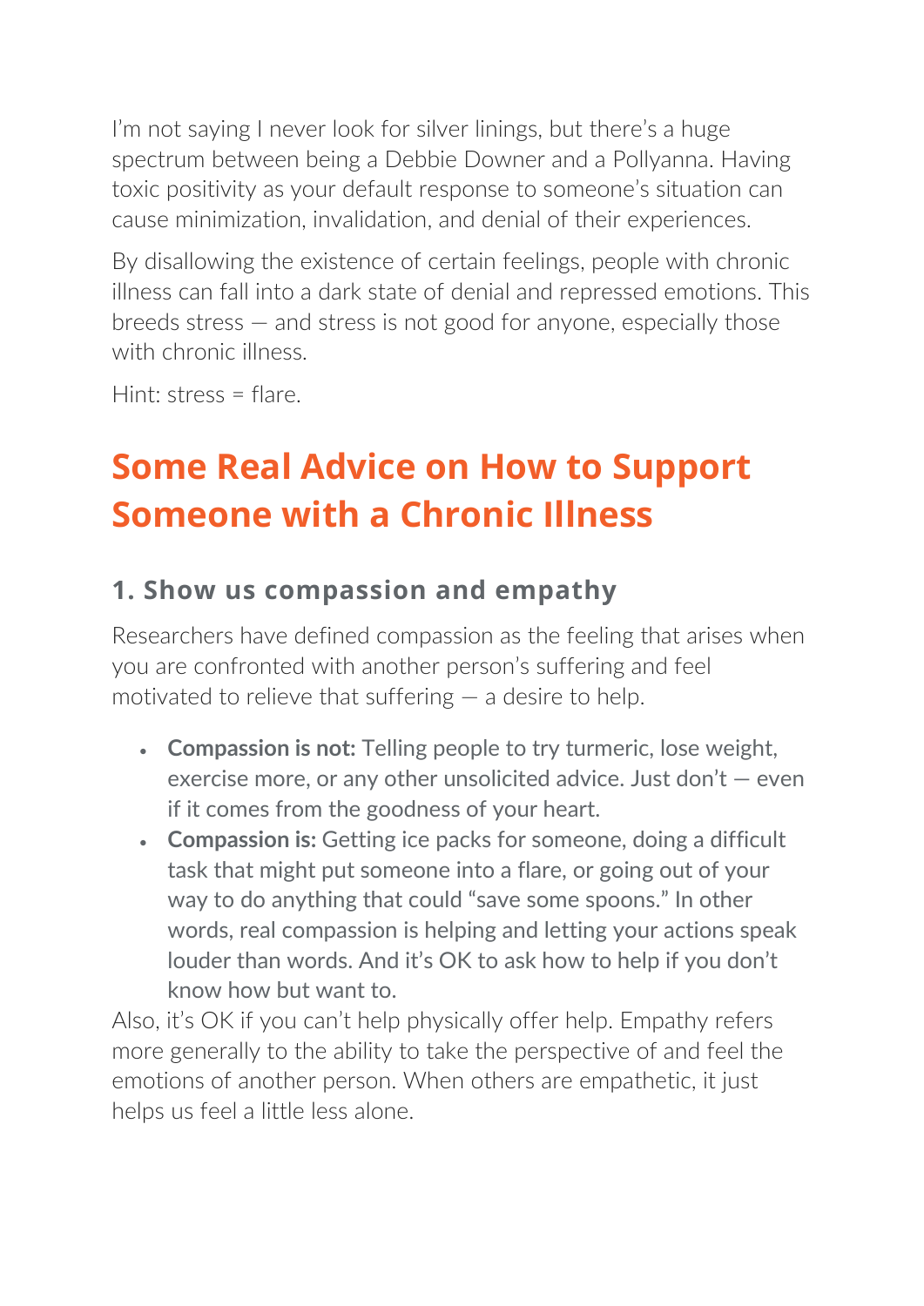I'm not saying I never look for silver linings, but there's a huge spectrum between being a Debbie Downer and a Pollyanna. Having toxic positivity as your default response to someone's situation can cause minimization, invalidation, and denial of their experiences.

By disallowing the existence of certain feelings, people with chronic illness can fall into a dark state of denial and repressed emotions. This breeds stress — and stress is not good for anyone, especially those with chronic illness.

Hint: stress = flare.

## Some Real Advice on How to Support Someone with a Chronic Illness

### 1. Show us compassion and empathy

Researchers have defined compassion as the feeling that arises when you are confronted with another person's suffering and feel motivated to relieve that suffering — a desire to help.

- **Compassion is not:** Telling people to try turmeric, lose weight, exercise more, or any other unsolicited advice. Just don't — even if it comes from the goodness of your heart.
- **Compassion is:** Getting ice packs for someone, doing a difficult task that might put someone into a flare, or going out of your way to do anything that could "save some spoons." In other words, real compassion is helping and letting your actions speak louder than words. And it's OK to ask how to help if you don't know how but want to.

Also, it's OK if you can't help physically offer help. Empathy refers more generally to the ability to take the perspective of and feel the emotions of another person. When others are empathetic, it just helps us feel a little less alone.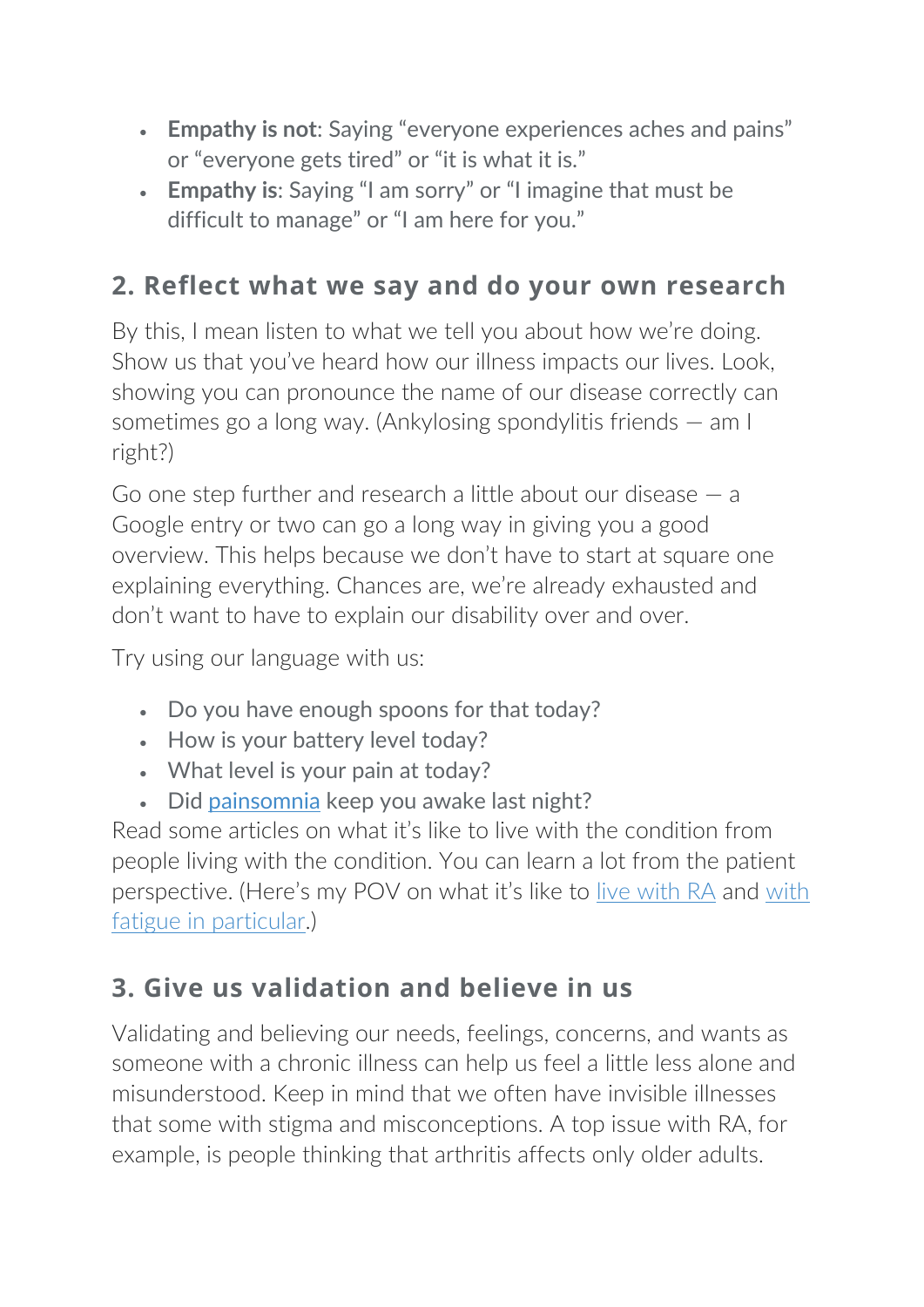- **Empathy is not**: Saying "everyone experiences aches and pains" or "everyone gets tired" or "it is what it is."
- **Empathy is**: Saying "I am sorry" or "I imagine that must be difficult to manage" or "I am here for you."

## 2. Reflect what we say and do your own research

By this, I mean listen to what we tell you about how we're doing. Show us that you've heard how our illness impacts our lives. Look, showing you can pronounce the name of our disease correctly can sometimes go a long way. (Ankylosing spondylitis friends — am I right?)

Go one step further and research a little about our disease — a Google entry or two can go a long way in giving you a good overview. This helps because we don't have to start at square one explaining everything. Chances are, we're already exhausted and don't want to have to explain our disability over and over.

Try using our language with us:

- Do you have enough spoons for that today?
- How is your battery level today?
- What level is your pain at today?
- Did painsomnia keep you awake last night?

Read some articles on what it's like to live with the condition from people living with the condition. You can learn a lot from the patient perspective. (Here's my POV on what it's like to live with RA and with fatigue in particular.)

## 3. Give us validation and believe in us

Validating and believing our needs, feelings, concerns, and wants as someone with a chronic illness can help us feel a little less alone and misunderstood. Keep in mind that we often have invisible illnesses that come with stigma and misconceptions. A top issue with RA, for example, is people thinking that arthritis affects only older adults.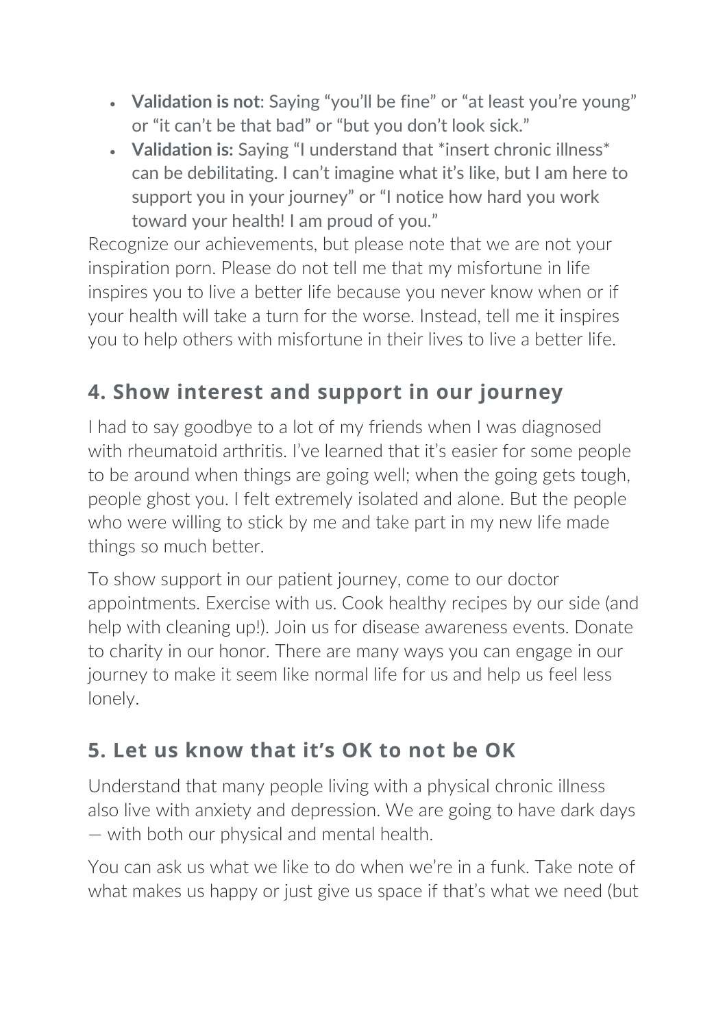- **Validation is not**: Saying “you’ll be fine” or “at least you’re young” or “it can’t be that bad” or “but you don’t look sick.”
- **Validation is:** Saying “I understand that *insert chronic illness* can be debilitating. I can’t imagine what it’s like, but I am here to support you in your journey” or “I notice how hard you work toward your health! I am proud of you.”

Recognize our achievements, but please note that we are not your inspiration porn. Please do not tell me that my misfortune in life inspires you to live a better life because you never know when or if your health will take a turn for the worse. Instead, tell me it inspires you to help others with misfortune in their lives to live a better life.

## 4. Show interest and support in our journey

I had to say goodbye to a lot of my friends when I was diagnosed with rheumatoid arthritis. I’ve learned that it’s easier for some people to be around when things are going well; when the going gets tough, people ghost you. I felt extremely isolated and alone. But the people who were willing to stick by me and take part in my new life made things so much better.

To show support in our patient journey, come to our doctor appointments. Exercise with us. Cook healthy recipes by our side (and help with cleaning up!). Join us for disease awareness events. Donate to charity in our honor. There are many ways you can engage in our journey to make it seem like normal life for us and help us feel less lonely.

## 5. Let us know that it’s OK to not be OK

Understand that many people living with a physical chronic illness also live with anxiety and depression. We are going to have dark days — with both our physical and mental health.

You can ask us what we like to do when we’re in a funk. Take note of what makes us happy or just give us space if that’s what we need (but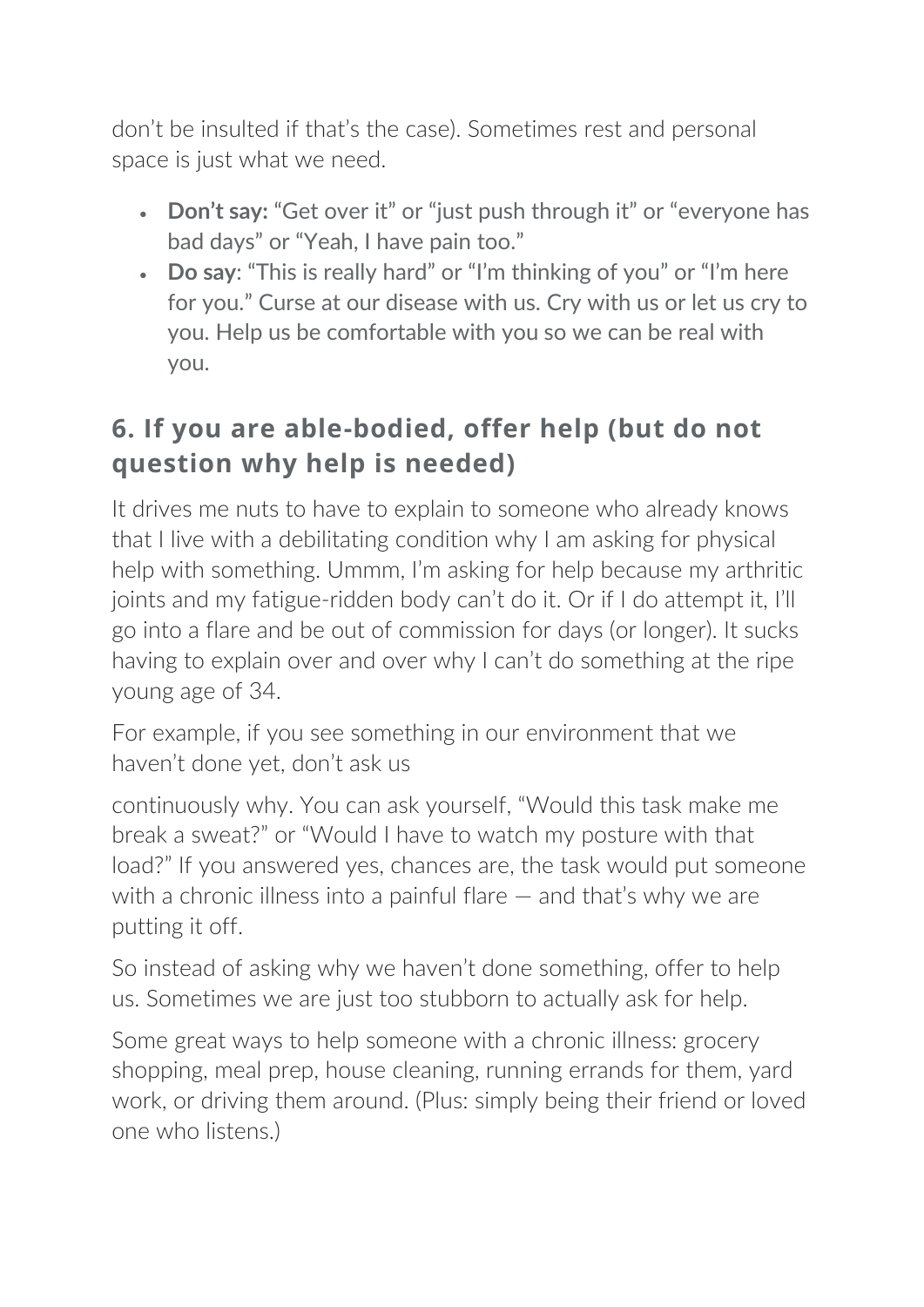don't be insulted if that's the case). Sometimes rest and personal space is just what we need.

- **Don't say:** "Get over it" or "just push through it" or "everyone has bad days" or "Yeah, I have pain too."
- **Do say**: "This is really hard" or "I'm thinking of you" or "I'm here for you." Curse at our disease with us. Cry with us or let us cry to you. Help us be comfortable with you so we can be real with you.

## 6. If you are able-bodied, offer help (but do not question why help is needed)

It drives me nuts to have to explain to someone who already knows that I live with a debilitating condition why I am asking for physical help with something. Ummm, I'm asking for help because my arthritic joints and my fatigue-ridden body can't do it. Or if I do attempt it, I'll go into a flare and be out of commission for days (or longer). It sucks having to explain over and over why I can't do something at the ripe young age of 34.

For example, if you see something in our environment that we haven't done yet, don't ask us continuously why. You can ask yourself, "Would this task make me break a sweat?" or "Would I have to watch my posture with that load?" If you answered yes, chances are, the task would put someone with a chronic illness into a painful flare — and that's why we are putting it off.

So instead of asking why we haven't done something, offer to help us. Sometimes we are just too stubborn to actually ask for help.

Some great ways to help someone with a chronic illness: grocery shopping, meal prep, house cleaning, running errands for them, yard work, or driving them around. (Plus: simply being their friend or loved one who listens.)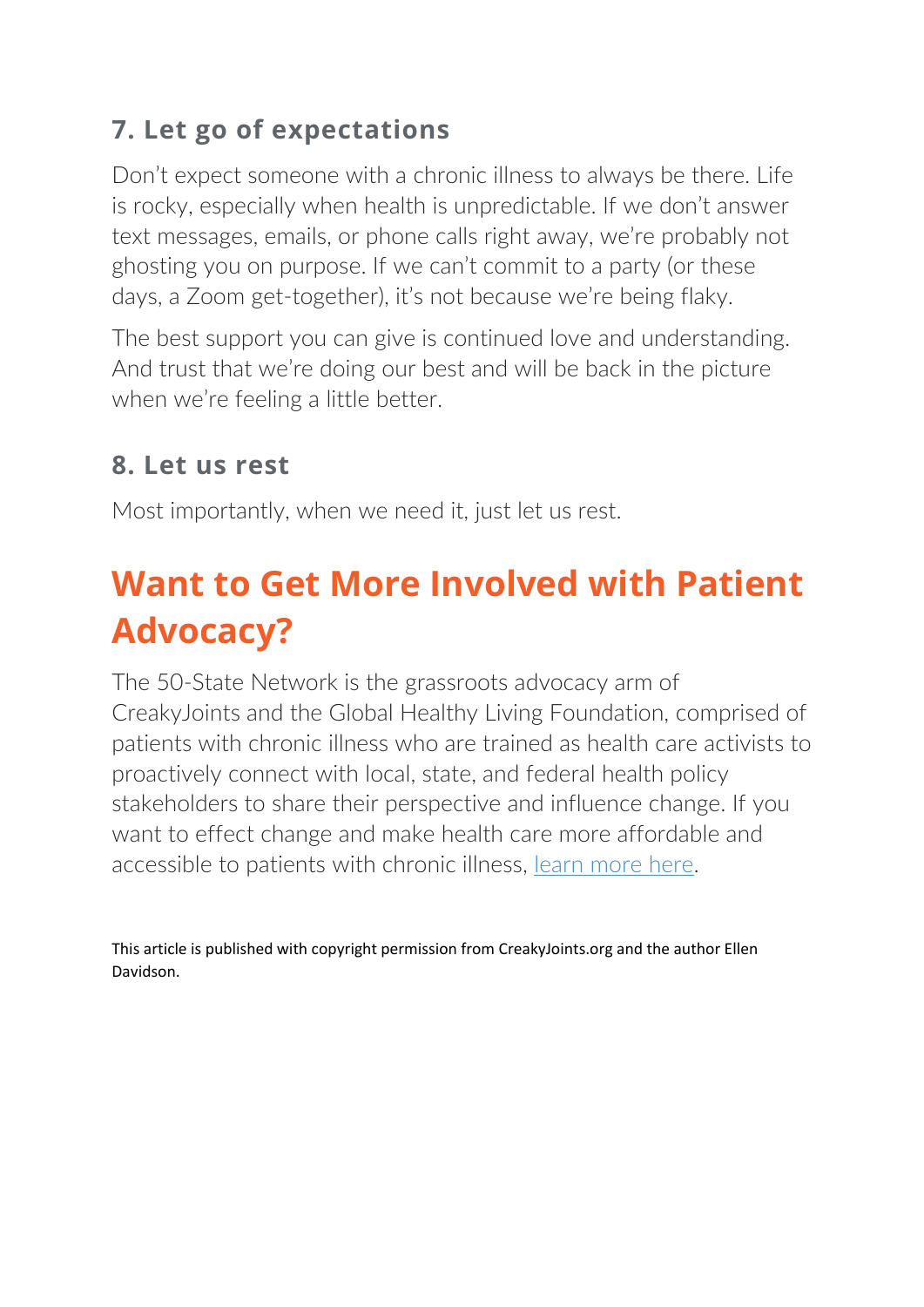### 7. Let go of expectations

Don't expect someone with a chronic illness to always be there. Life is rocky, especially when health is unpredictable. If we don't answer text messages, emails, or phone calls right away, we're probably not ghosting you on purpose. If we can't commit to a party (or these days, a Zoom get-together), it's not because we're being flaky.

The best support you can give is continued love and understanding. And trust that we're doing our best and will be back in the picture when we're feeling a little better.

### 8. Let us rest

Most importantly, when we need it, just let us rest.

## Want to Get More Involved with Patient Advocacy?

The 50-State Network is the grassroots advocacy arm of CreakyJoints and the Global Healthy Living Foundation, comprised of patients with chronic illness who are trained as health care activists to proactively connect with local, state, and federal health policy stakeholders to share their perspective and influence change. If you want to effect change and make health care more affordable and accessible to patients with chronic illness, learn more here.

This article is published with copyright permission from CreakyJoints.org and the author Ellen Davidson.